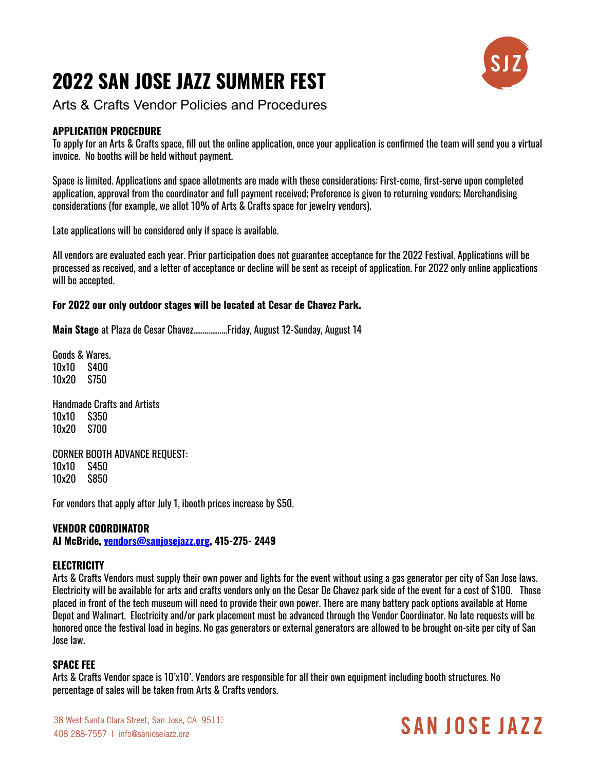# 2022 SAN JOSE JAZZ SUMMER FEST

Arts & Crafts Vendor Policies and Procedures

### APPLICATION PROCEDURE

To apply for an Arts & Crafts space, fill out the online application, once your application is confirmed the team will send you a virtual invoice. No booths will be held without payment.

Space is limited. Applications and space allotments are made with these considerations: First-come, first-serve upon completed application, approval from the coordinator and full payment received; Preference is given to returning vendors; Merchandising considerations (for example, we allot 10% of Arts & Crafts space for jewelry vendors).

Late applications will be considered only if space is available.

All vendors are evaluated each year. Prior participation does not guarantee acceptance for the 2022 Festival. Applications will be processed as received, and a letter of acceptance or decline will be sent as receipt of application. For 2022 only online applications will be accepted.

**For 2022 our only outdoor stages will be located at Cesar de Chavez Park.**

**Main Stage** at Plaza de Cesar Chavez..................Friday, August 12-Sunday, August 14

Goods & Wares.
10x10 $400
10x20 $750

Handmade Crafts and Artists
10x10 $350
10x20 $700

CORNER BOOTH ADVANCE REQUEST:
10x10 $450
10x20 $850

For vendors that apply after July 1, ibooth prices increase by $50.

**VENDOR COORDINATOR**
**AJ McBride, vendors@sanjosejazz.org, 415-275- 2449**

### ELECTRICITY

Arts & Crafts Vendors must supply their own power and lights for the event without using a gas generator per city of San Jose laws. Electricity will be available for arts and crafts vendors only on the Cesar De Chavez park side of the event for a cost of $100. Those placed in front of the tech museum will need to provide their own power. There are many battery pack options available at Home Depot and Walmart. Electricity and/or park placement must be advanced through the Vendor Coordinator. No late requests will be honored once the festival load in begins. No gas generators or external generators are allowed to be brought on-site per city of San Jose law.

### SPACE FEE

Arts & Crafts Vendor space is 10'x10'. Vendors are responsible for all their own equipment including booth structures. No percentage of sales will be taken from Arts & Crafts vendors.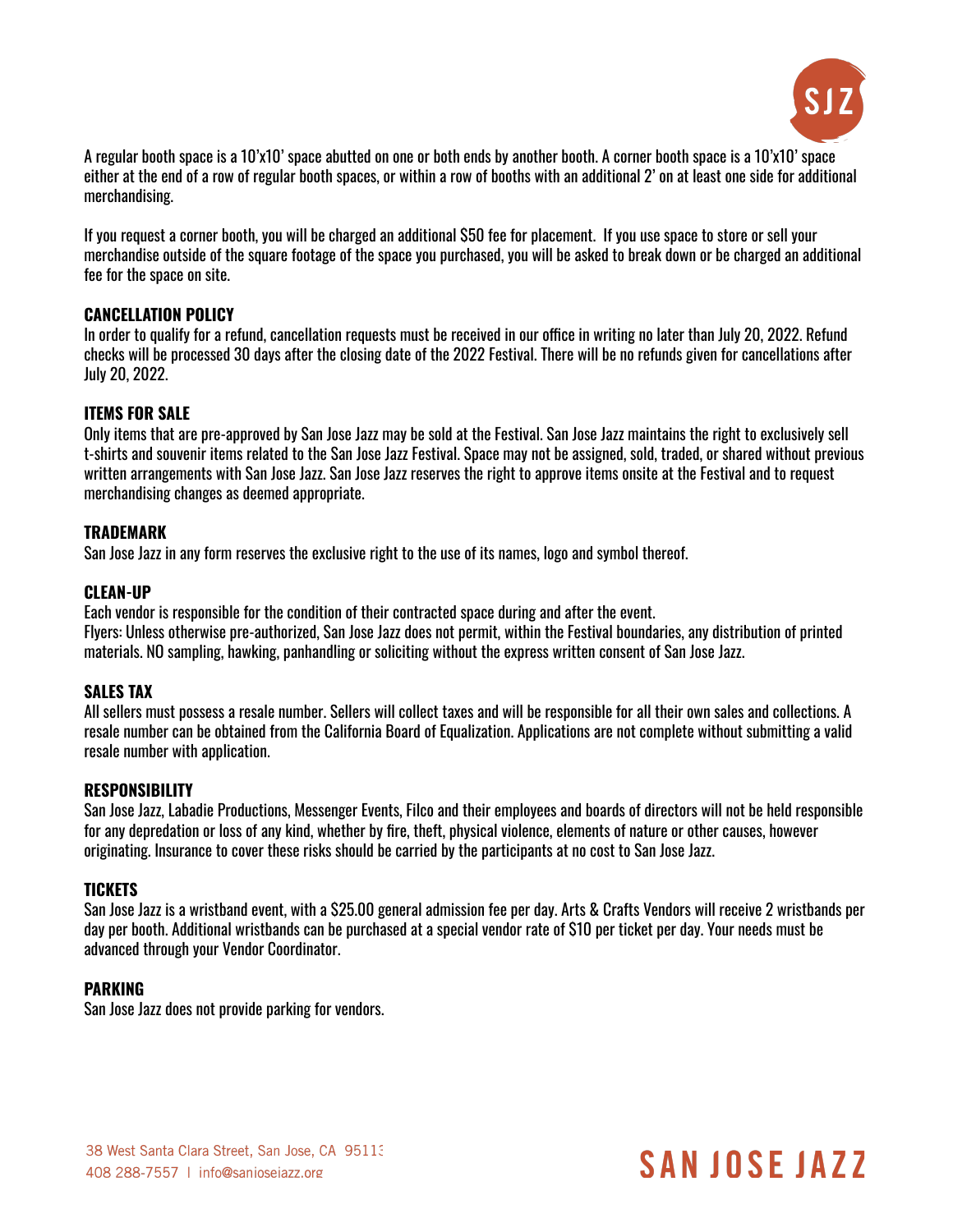A regular booth space is a 10'x10' space abutted on one or both ends by another booth. A corner booth space is a 10'x10' space either at the end of a row of regular booth spaces, or within a row of booths with an additional 2' on at least one side for additional merchandising.

If you request a corner booth, you will be charged an additional $50 fee for placement. If you use space to store or sell your merchandise outside of the square footage of the space you purchased, you will be asked to break down or be charged an additional fee for the space on site.

**CANCELLATION POLICY**
In order to qualify for a refund, cancellation requests must be received in our office in writing no later than July 20, 2022. Refund checks will be processed 30 days after the closing date of the 2022 Festival. There will be no refunds given for cancellations after July 20, 2022.

**ITEMS FOR SALE**
Only items that are pre-approved by San Jose Jazz may be sold at the Festival. San Jose Jazz maintains the right to exclusively sell t-shirts and souvenir items related to the San Jose Jazz Festival. Space may not be assigned, sold, traded, or shared without previous written arrangements with San Jose Jazz. San Jose Jazz reserves the right to approve items onsite at the Festival and to request merchandising changes as deemed appropriate.

**TRADEMARK**
San Jose Jazz in any form reserves the exclusive right to the use of its names, logo and symbol thereof.

**CLEAN-UP**
Each vendor is responsible for the condition of their contracted space during and after the event.
Flyers: Unless otherwise pre-authorized, San Jose Jazz does not permit, within the Festival boundaries, any distribution of printed materials. NO sampling, hawking, panhandling or soliciting without the express written consent of San Jose Jazz.

**SALES TAX**
All sellers must possess a resale number. Sellers will collect taxes and will be responsible for all their own sales and collections. A resale number can be obtained from the California Board of Equalization. Applications are not complete without submitting a valid resale number with application.

**RESPONSIBILITY**
San Jose Jazz, Labadie Productions, Messenger Events, Filco and their employees and boards of directors will not be held responsible for any depredation or loss of any kind, whether by fire, theft, physical violence, elements of nature or other causes, however originating. Insurance to cover these risks should be carried by the participants at no cost to San Jose Jazz.

**TICKETS**
San Jose Jazz is a wristband event, with a $25.00 general admission fee per day. Arts & Crafts Vendors will receive 2 wristbands per day per booth. Additional wristbands can be purchased at a special vendor rate of $10 per ticket per day. Your needs must be advanced through your Vendor Coordinator.

**PARKING**
San Jose Jazz does not provide parking for vendors.

38 West Santa Clara Street, San Jose, CA 95113
408 288-7557 | info@sanjosejazz.org

SAN JOSE JAZZ